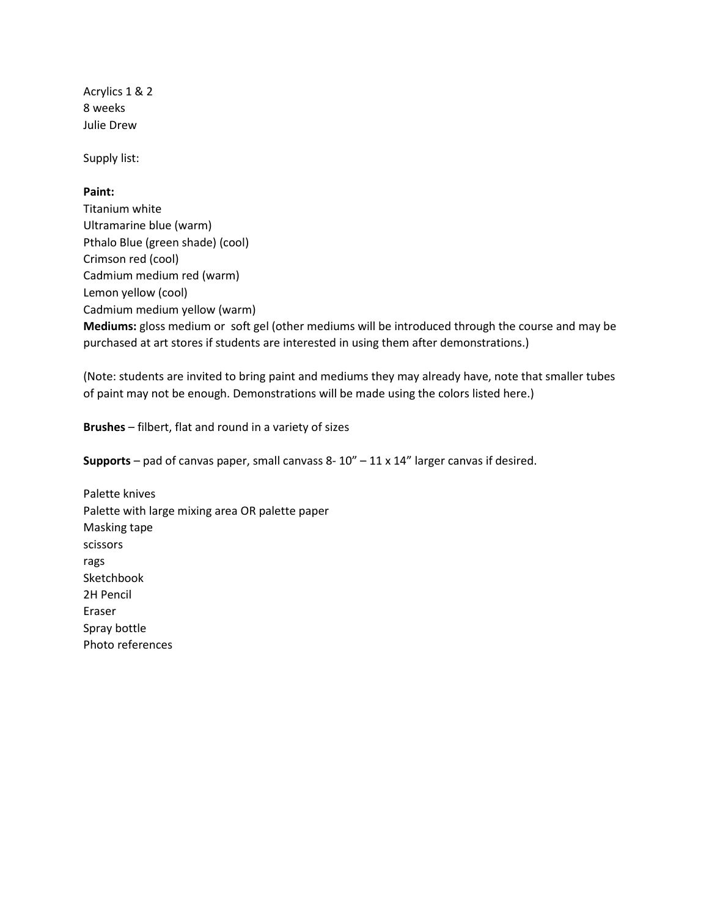Acrylics 1 & 2
8 weeks
Julie Drew

Supply list:

**Paint:**
Titanium white
Ultramarine blue (warm)
Pthalo Blue (green shade) (cool)
Crimson red (cool)
Cadmium medium red (warm)
Lemon yellow (cool)
Cadmium medium yellow (warm)
**Mediums:** gloss medium or soft gel (other mediums will be introduced through the course and may be purchased at art stores if students are interested in using them after demonstrations.)

(Note: students are invited to bring paint and mediums they may already have, note that smaller tubes of paint may not be enough. Demonstrations will be made using the colors listed here.)

**Brushes** – filbert, flat and round in a variety of sizes

**Supports** – pad of canvas paper, small canvass 8- 10" – 11 x 14" larger canvas if desired.

Palette knives
Palette with large mixing area OR palette paper
Masking tape
scissors
rags
Sketchbook
2H Pencil
Eraser
Spray bottle
Photo references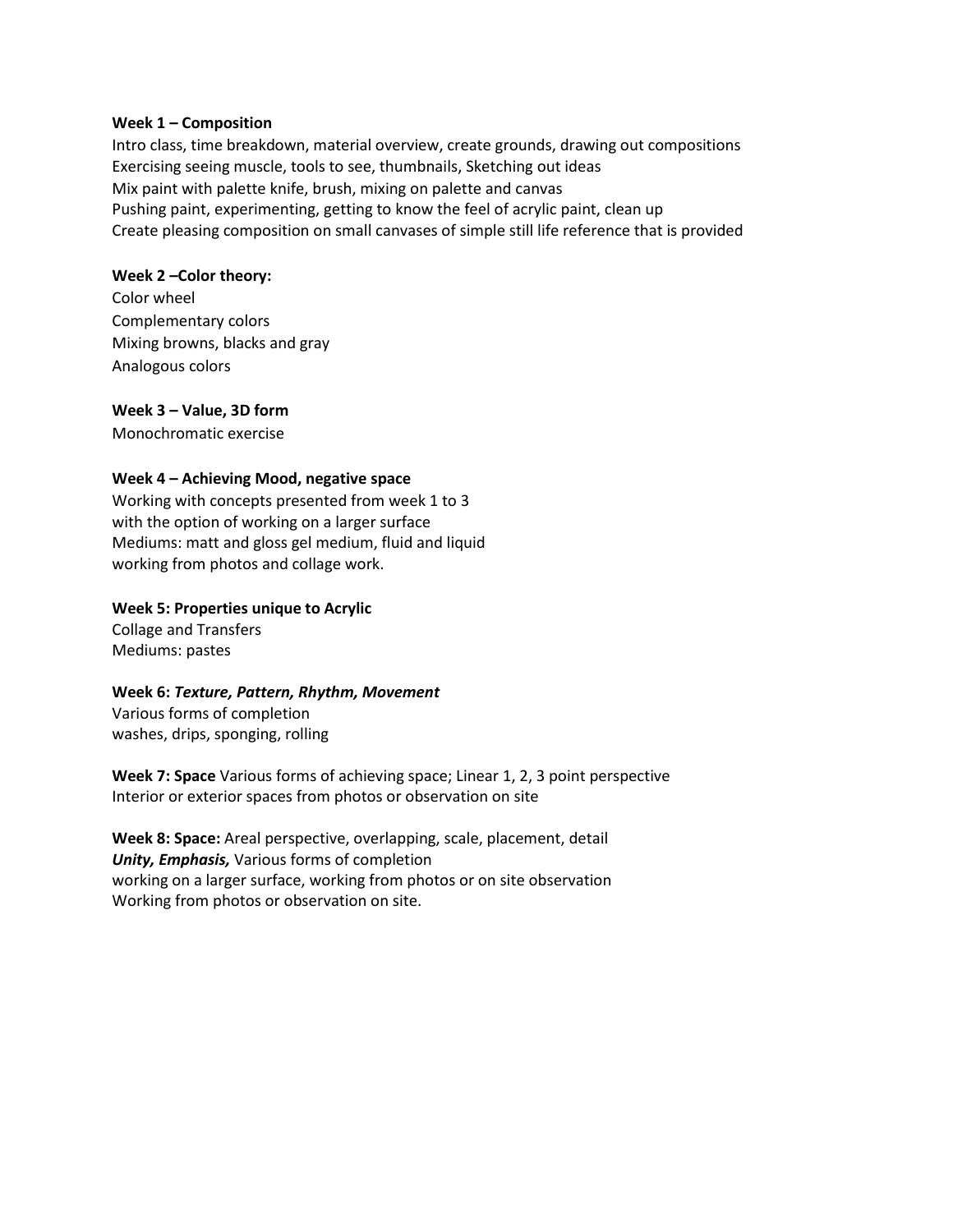**Week 1 – Composition**

Intro class, time breakdown, material overview, create grounds, drawing out compositions
Exercising seeing muscle, tools to see, thumbnails, Sketching out ideas
Mix paint with palette knife, brush, mixing on palette and canvas
Pushing paint, experimenting, getting to know the feel of acrylic paint, clean up
Create pleasing composition on small canvases of simple still life reference that is provided

**Week 2 –Color theory:**

Color wheel
Complementary colors
Mixing browns, blacks and gray
Analogous colors

**Week 3 – Value, 3D form**

Monochromatic exercise

**Week 4 – Achieving Mood, negative space**

Working with concepts presented from week 1 to 3
with the option of working on a larger surface
Mediums: matt and gloss gel medium, fluid and liquid
working from photos and collage work.

**Week 5: Properties unique to Acrylic**

Collage and Transfers
Mediums: pastes

**Week 6: *Texture, Pattern, Rhythm, Movement***

Various forms of completion
washes, drips, sponging, rolling

**Week 7: Space** Various forms of achieving space; Linear 1, 2, 3 point perspective
Interior or exterior spaces from photos or observation on site

**Week 8: Space:** Areal perspective, overlapping, scale, placement, detail
***Unity, Emphasis,*** Various forms of completion
working on a larger surface, working from photos or on site observation
Working from photos or observation on site.